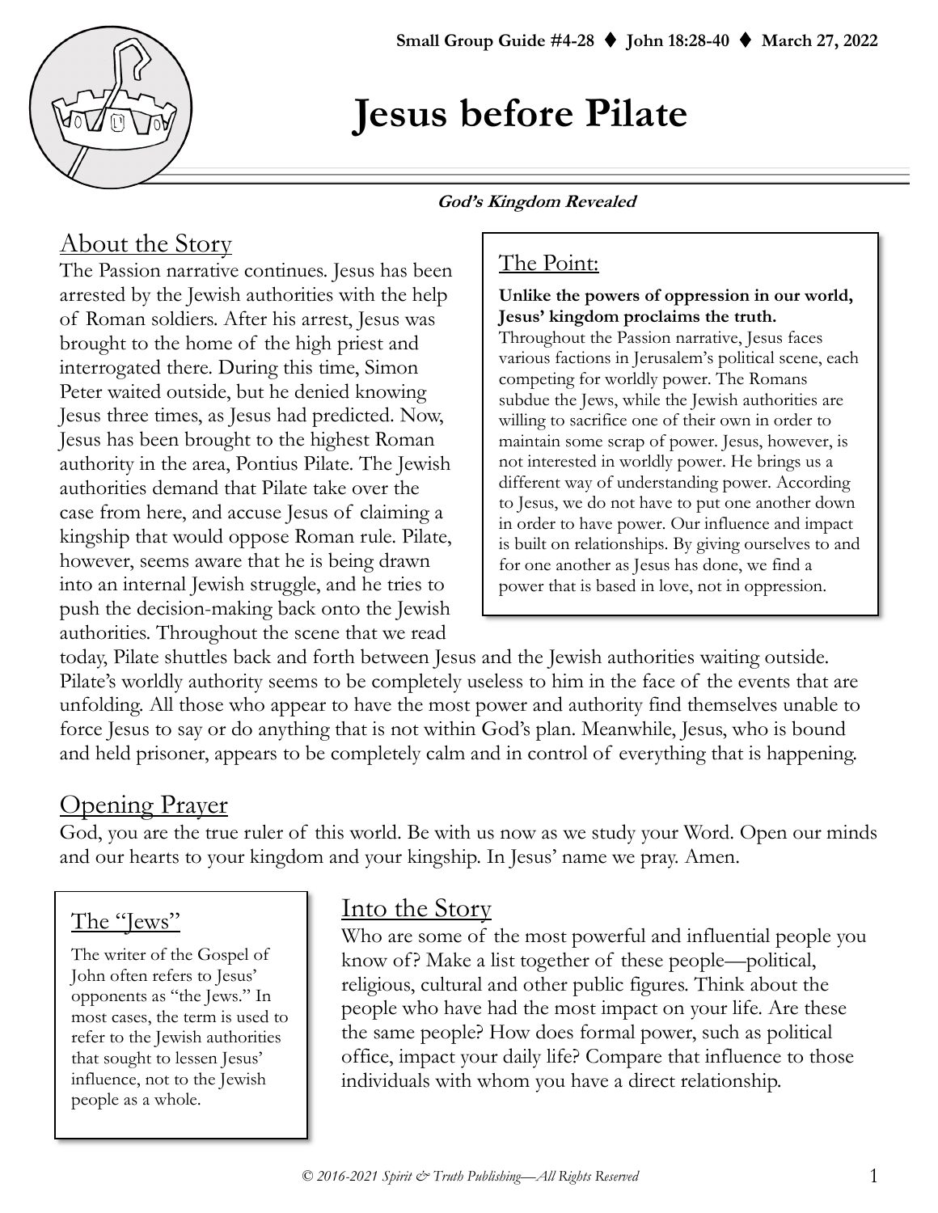Small Group Guide #4-28 ♦ John 18:28-40 ♦ March 27, 2022

# Jesus before Pilate

***God's Kingdom Revealed***

## About the Story

The Passion narrative continues. Jesus has been arrested by the Jewish authorities with the help of Roman soldiers. After his arrest, Jesus was brought to the home of the high priest and interrogated there. During this time, Simon Peter waited outside, but he denied knowing Jesus three times, as Jesus had predicted. Now, Jesus has been brought to the highest Roman authority in the area, Pontius Pilate. The Jewish authorities demand that Pilate take over the case from here, and accuse Jesus of claiming a kingship that would oppose Roman rule. Pilate, however, seems aware that he is being drawn into an internal Jewish struggle, and he tries to push the decision-making back onto the Jewish authorities. Throughout the scene that we read today, Pilate shuttles back and forth between Jesus and the Jewish authorities waiting outside. Pilate's worldly authority seems to be completely useless to him in the face of the events that are unfolding. All those who appear to have the most power and authority find themselves unable to force Jesus to say or do anything that is not within God's plan. Meanwhile, Jesus, who is bound and held prisoner, appears to be completely calm and in control of everything that is happening.

### The Point:

**Unlike the powers of oppression in our world, Jesus' kingdom proclaims the truth.**

Throughout the Passion narrative, Jesus faces various factions in Jerusalem's political scene, each competing for worldly power. The Romans subdue the Jews, while the Jewish authorities are willing to sacrifice one of their own in order to maintain some scrap of power. Jesus, however, is not interested in worldly power. He brings us a different way of understanding power. According to Jesus, we do not have to put one another down in order to have power. Our influence and impact is built on relationships. By giving ourselves to and for one another as Jesus has done, we find a power that is based in love, not in oppression.

## Opening Prayer

God, you are the true ruler of this world. Be with us now as we study your Word. Open our minds and our hearts to your kingdom and your kingship. In Jesus' name we pray. Amen.

### The "Jews"

The writer of the Gospel of John often refers to Jesus' opponents as "the Jews." In most cases, the term is used to refer to the Jewish authorities that sought to lessen Jesus' influence, not to the Jewish people as a whole.

## Into the Story

Who are some of the most powerful and influential people you know of? Make a list together of these people—political, religious, cultural and other public figures. Think about the people who have had the most impact on your life. Are these the same people? How does formal power, such as political office, impact your daily life? Compare that influence to those individuals with whom you have a direct relationship.

*© 2016-2021 Spirit & Truth Publishing—All Rights Reserved*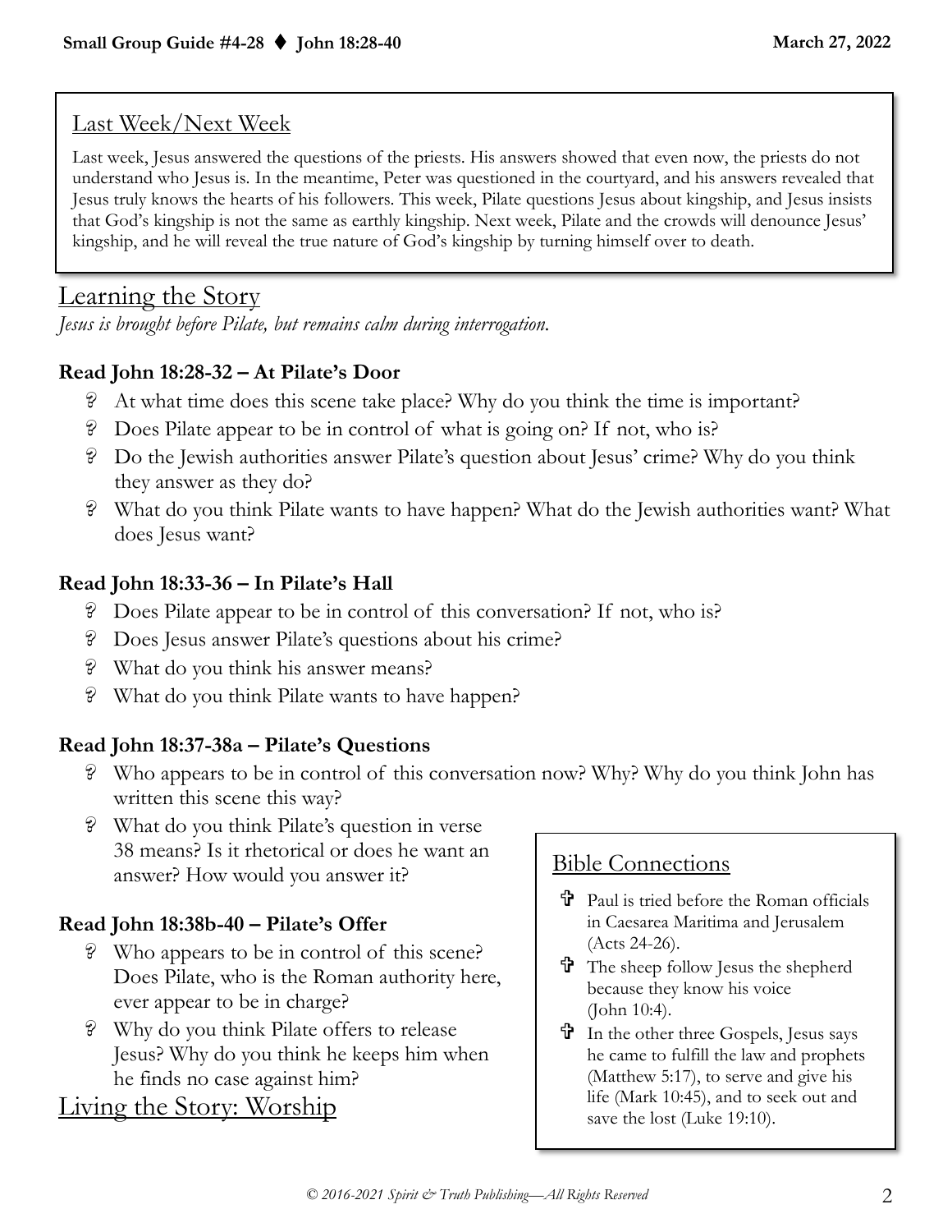## Last Week/Next Week

Last week, Jesus answered the questions of the priests. His answers showed that even now, the priests do not understand who Jesus is. In the meantime, Peter was questioned in the courtyard, and his answers revealed that Jesus truly knows the hearts of his followers. This week, Pilate questions Jesus about kingship, and Jesus insists that God's kingship is not the same as earthly kingship. Next week, Pilate and the crowds will denounce Jesus' kingship, and he will reveal the true nature of God's kingship by turning himself over to death.

# Learning the Story

*Jesus is brought before Pilate, but remains calm during interrogation.*

### Read John 18:28-32 – At Pilate's Door

- At what time does this scene take place? Why do you think the time is important?
- Does Pilate appear to be in control of what is going on? If not, who is?
- Do the Jewish authorities answer Pilate's question about Jesus' crime? Why do you think they answer as they do?
- What do you think Pilate wants to have happen? What do the Jewish authorities want? What does Jesus want?

### Read John 18:33-36 – In Pilate's Hall

- Does Pilate appear to be in control of this conversation? If not, who is?
- Does Jesus answer Pilate's questions about his crime?
- What do you think his answer means?
- What do you think Pilate wants to have happen?

### Read John 18:37-38a – Pilate's Questions

- Who appears to be in control of this conversation now? Why? Why do you think John has written this scene this way?
- What do you think Pilate's question in verse 38 means? Is it rhetorical or does he want an answer? How would you answer it?

### Read John 18:38b-40 – Pilate's Offer

- Who appears to be in control of this scene? Does Pilate, who is the Roman authority here, ever appear to be in charge?
- Why do you think Pilate offers to release Jesus? Why do you think he keeps him when he finds no case against him?

## Bible Connections

- Paul is tried before the Roman officials in Caesarea Maritima and Jerusalem (Acts 24-26).
- The sheep follow Jesus the shepherd because they know his voice (John 10:4).
- In the other three Gospels, Jesus says he came to fulfill the law and prophets (Matthew 5:17), to serve and give his life (Mark 10:45), and to seek out and save the lost (Luke 19:10).

# Living the Story: Worship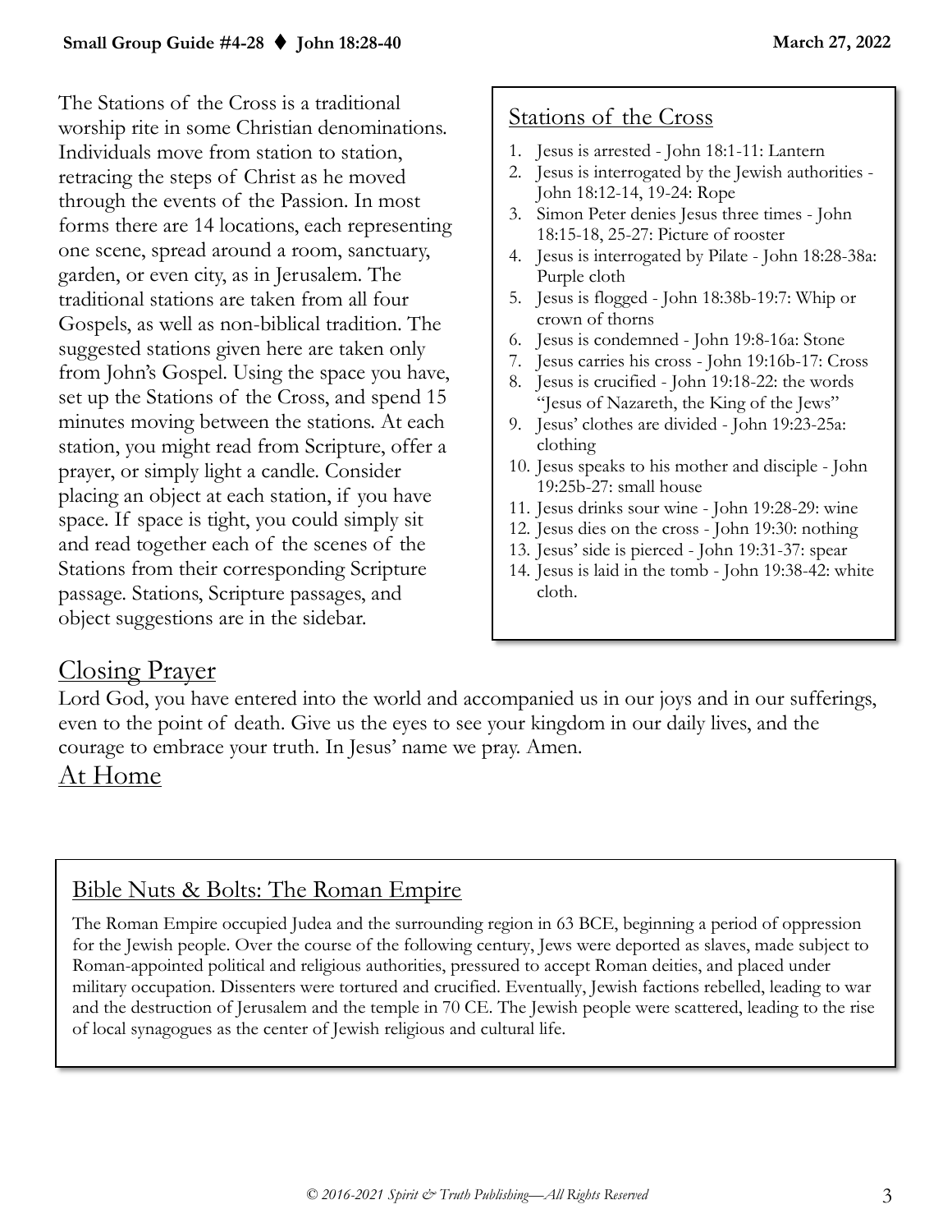The Stations of the Cross is a traditional worship rite in some Christian denominations. Individuals move from station to station, retracing the steps of Christ as he moved through the events of the Passion. In most forms there are 14 locations, each representing one scene, spread around a room, sanctuary, garden, or even city, as in Jerusalem. The traditional stations are taken from all four Gospels, as well as non-biblical tradition. The suggested stations given here are taken only from John's Gospel. Using the space you have, set up the Stations of the Cross, and spend 15 minutes moving between the stations. At each station, you might read from Scripture, offer a prayer, or simply light a candle. Consider placing an object at each station, if you have space. If space is tight, you could simply sit and read together each of the scenes of the Stations from their corresponding Scripture passage. Stations, Scripture passages, and object suggestions are in the sidebar.

## Stations of the Cross

1. Jesus is arrested - John 18:1-11: Lantern
2. Jesus is interrogated by the Jewish authorities - John 18:12-14, 19-24: Rope
3. Simon Peter denies Jesus three times - John 18:15-18, 25-27: Picture of rooster
4. Jesus is interrogated by Pilate - John 18:28-38a: Purple cloth
5. Jesus is flogged - John 18:38b-19:7: Whip or crown of thorns
6. Jesus is condemned - John 19:8-16a: Stone
7. Jesus carries his cross - John 19:16b-17: Cross
8. Jesus is crucified - John 19:18-22: the words "Jesus of Nazareth, the King of the Jews"
9. Jesus' clothes are divided - John 19:23-25a: clothing
10. Jesus speaks to his mother and disciple - John 19:25b-27: small house
11. Jesus drinks sour wine - John 19:28-29: wine
12. Jesus dies on the cross - John 19:30: nothing
13. Jesus' side is pierced - John 19:31-37: spear
14. Jesus is laid in the tomb - John 19:38-42: white cloth.

## Closing Prayer

Lord God, you have entered into the world and accompanied us in our joys and in our sufferings, even to the point of death. Give us the eyes to see your kingdom in our daily lives, and the courage to embrace your truth. In Jesus' name we pray. Amen.

## At Home

## Bible Nuts & Bolts: The Roman Empire

The Roman Empire occupied Judea and the surrounding region in 63 BCE, beginning a period of oppression for the Jewish people. Over the course of the following century, Jews were deported as slaves, made subject to Roman-appointed political and religious authorities, pressured to accept Roman deities, and placed under military occupation. Dissenters were tortured and crucified. Eventually, Jewish factions rebelled, leading to war and the destruction of Jerusalem and the temple in 70 CE. The Jewish people were scattered, leading to the rise of local synagogues as the center of Jewish religious and cultural life.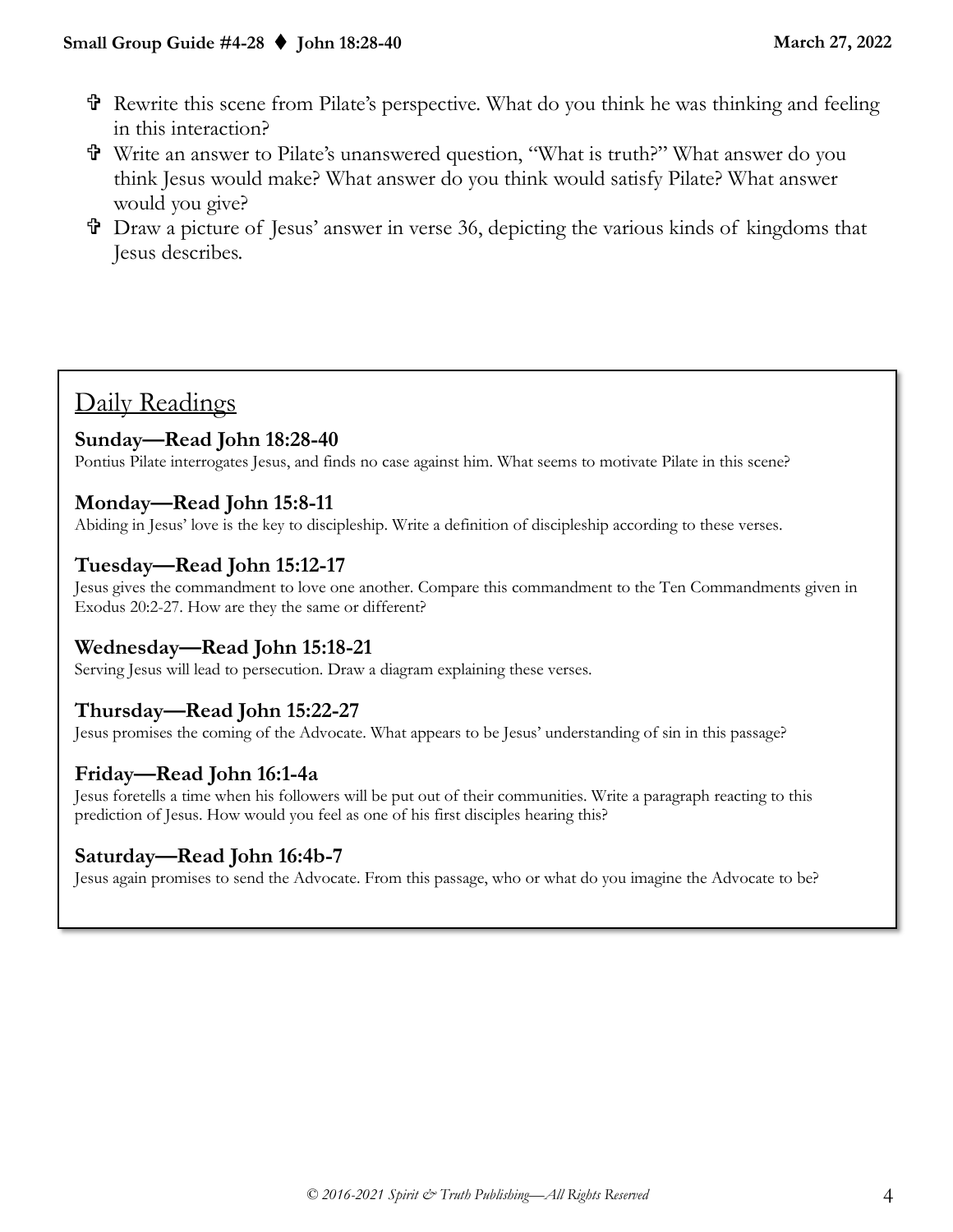- ✞ Rewrite this scene from Pilate's perspective. What do you think he was thinking and feeling in this interaction?
- ✞ Write an answer to Pilate's unanswered question, "What is truth?" What answer do you think Jesus would make? What answer do you think would satisfy Pilate? What answer would you give?
- ✞ Draw a picture of Jesus' answer in verse 36, depicting the various kinds of kingdoms that Jesus describes.

## Daily Readings

### Sunday—Read John 18:28-40

Pontius Pilate interrogates Jesus, and finds no case against him. What seems to motivate Pilate in this scene?

### Monday—Read John 15:8-11

Abiding in Jesus' love is the key to discipleship. Write a definition of discipleship according to these verses.

### Tuesday—Read John 15:12-17

Jesus gives the commandment to love one another. Compare this commandment to the Ten Commandments given in Exodus 20:2-27. How are they the same or different?

### Wednesday—Read John 15:18-21

Serving Jesus will lead to persecution. Draw a diagram explaining these verses.

### Thursday—Read John 15:22-27

Jesus promises the coming of the Advocate. What appears to be Jesus' understanding of sin in this passage?

### Friday—Read John 16:1-4a

Jesus foretells a time when his followers will be put out of their communities. Write a paragraph reacting to this prediction of Jesus. How would you feel as one of his first disciples hearing this?

### Saturday—Read John 16:4b-7

Jesus again promises to send the Advocate. From this passage, who or what do you imagine the Advocate to be?

*© 2016-2021 Spirit & Truth Publishing—All Rights Reserved*